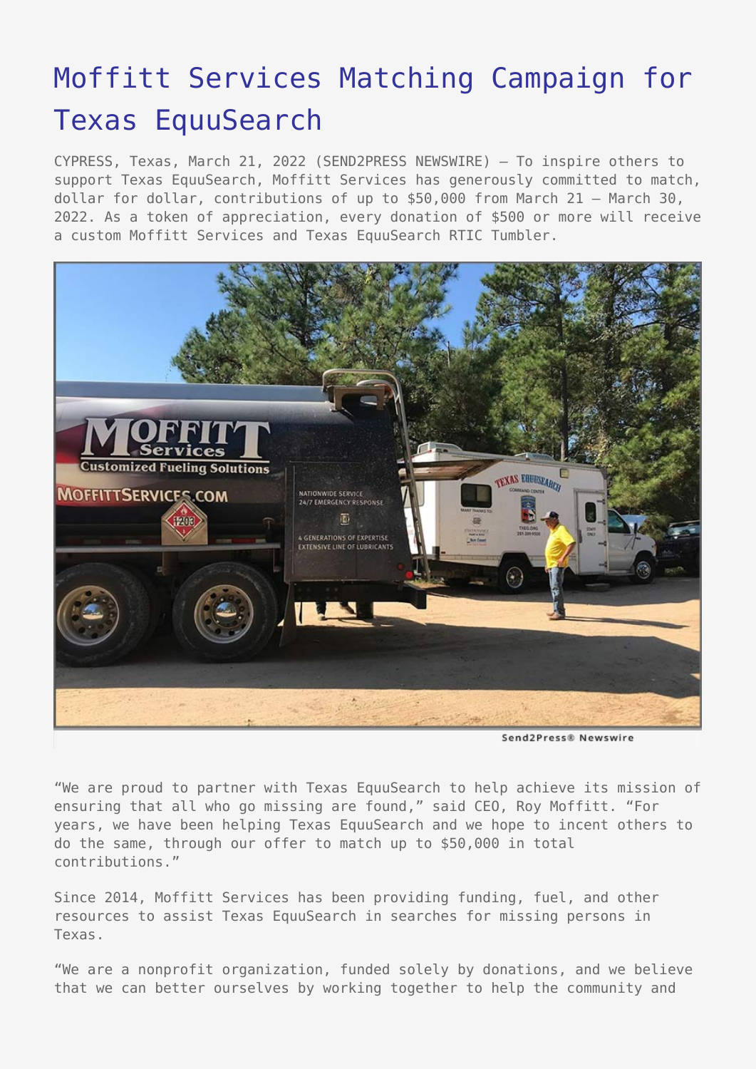# Moffitt Services Matching Campaign for Texas EquuSearch

CYPRESS, Texas, March 21, 2022 (SEND2PRESS NEWSWIRE) — To inspire others to support Texas EquuSearch, Moffitt Services has generously committed to match, dollar for dollar, contributions of up to $50,000 from March 21 – March 30, 2022. As a token of appreciation, every donation of $500 or more will receive a custom Moffitt Services and Texas EquuSearch RTIC Tumbler.

“We are proud to partner with Texas EquuSearch to help achieve its mission of ensuring that all who go missing are found,” said CEO, Roy Moffitt. “For years, we have been helping Texas EquuSearch and we hope to incent others to do the same, through our offer to match up to $50,000 in total contributions.”

Since 2014, Moffitt Services has been providing funding, fuel, and other resources to assist Texas EquuSearch in searches for missing persons in Texas.

“We are a nonprofit organization, funded solely by donations, and we believe that we can better ourselves by working together to help the community and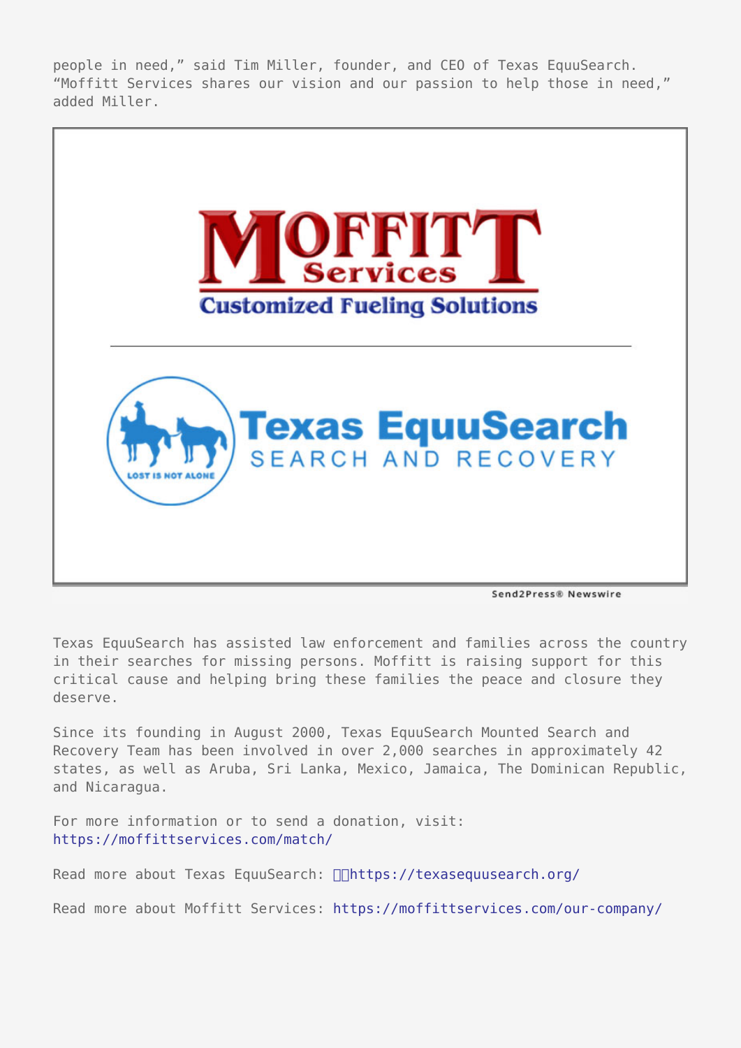people in need," said Tim Miller, founder, and CEO of Texas EquuSearch. "Moffitt Services shares our vision and our passion to help those in need," added Miller.

Texas EquuSearch has assisted law enforcement and families across the country in their searches for missing persons. Moffitt is raising support for this critical cause and helping bring these families the peace and closure they deserve.

Since its founding in August 2000, Texas EquuSearch Mounted Search and Recovery Team has been involved in over 2,000 searches in approximately 42 states, as well as Aruba, Sri Lanka, Mexico, Jamaica, The Dominican Republic, and Nicaragua.

For more information or to send a donation, visit: https://moffittservices.com/match/

Read more about Texas EquuSearch: https://texasequusearch.org/

Read more about Moffitt Services: https://moffittservices.com/our-company/